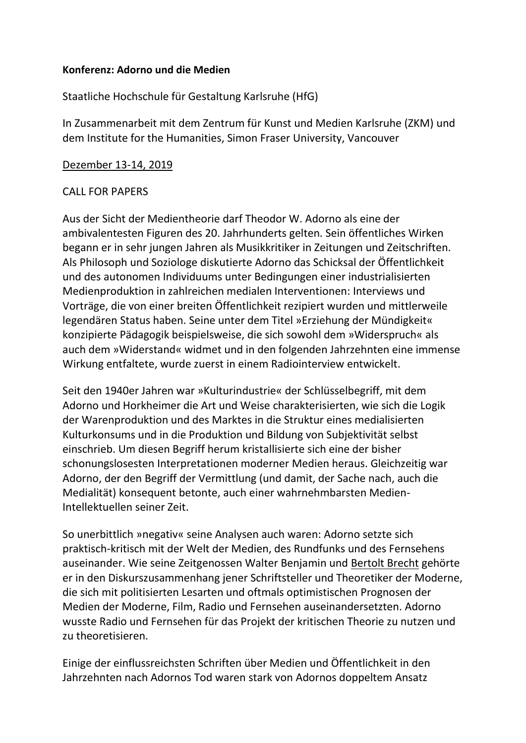**Konferenz: Adorno und die Medien**

Staatliche Hochschule für Gestaltung Karlsruhe (HfG)

In Zusammenarbeit mit dem Zentrum für Kunst und Medien Karlsruhe (ZKM) und dem Institute for the Humanities, Simon Fraser University, Vancouver

<u>Dezember 13-14, 2019</u>

CALL FOR PAPERS

Aus der Sicht der Medientheorie darf Theodor W. Adorno als eine der ambivalentesten Figuren des 20. Jahrhunderts gelten. Sein öffentliches Wirken begann er in sehr jungen Jahren als Musikkritiker in Zeitungen und Zeitschriften. Als Philosoph und Soziologe diskutierte Adorno das Schicksal der Öffentlichkeit und des autonomen Individuums unter Bedingungen einer industrialisierten Medienproduktion in zahlreichen medialen Interventionen: Interviews und Vorträge, die von einer breiten Öffentlichkeit rezipiert wurden und mittlerweile legendären Status haben. Seine unter dem Titel »Erziehung der Mündigkeit« konzipierte Pädagogik beispielsweise, die sich sowohl dem »Widerspruch« als auch dem »Widerstand« widmet und in den folgenden Jahrzehnten eine immense Wirkung entfaltete, wurde zuerst in einem Radiointerview entwickelt.

Seit den 1940er Jahren war »Kulturindustrie« der Schlüsselbegriff, mit dem Adorno und Horkheimer die Art und Weise charakterisierten, wie sich die Logik der Warenproduktion und des Marktes in die Struktur eines medialisierten Kulturkonsums und in die Produktion und Bildung von Subjektivität selbst einschrieb. Um diesen Begriff herum kristallisierte sich eine der bisher schonungslosesten Interpretationen moderner Medien heraus. Gleichzeitig war Adorno, der den Begriff der Vermittlung (und damit, der Sache nach, auch die Medialität) konsequent betonte, auch einer wahrnehmbarsten Medien-Intellektuellen seiner Zeit.

So unerbittlich »negativ« seine Analysen auch waren: Adorno setzte sich praktisch-kritisch mit der Welt der Medien, des Rundfunks und des Fernsehens auseinander. Wie seine Zeitgenossen Walter Benjamin und <u>Bertolt Brecht</u> gehörte er in den Diskurszusammenhang jener Schriftsteller und Theoretiker der Moderne, die sich mit politisierten Lesarten und oftmals optimistischen Prognosen der Medien der Moderne, Film, Radio und Fernsehen auseinandersetzten. Adorno wusste Radio und Fernsehen für das Projekt der kritischen Theorie zu nutzen und zu theoretisieren.

Einige der einflussreichsten Schriften über Medien und Öffentlichkeit in den Jahrzehnten nach Adornos Tod waren stark von Adornos doppeltem Ansatz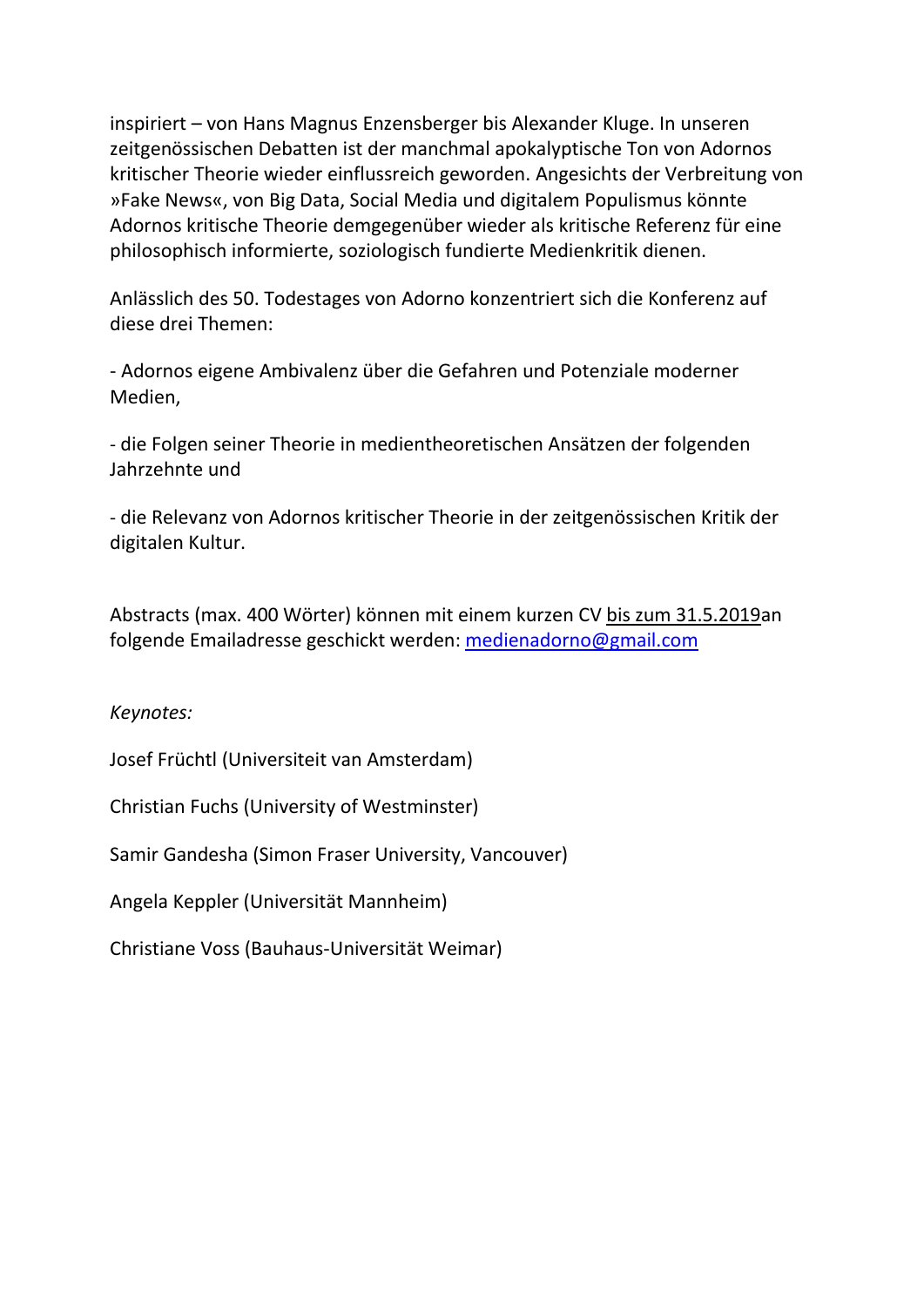inspiriert – von Hans Magnus Enzensberger bis Alexander Kluge. In unseren zeitgenössischen Debatten ist der manchmal apokalyptische Ton von Adornos kritischer Theorie wieder einflussreich geworden. Angesichts der Verbreitung von »Fake News«, von Big Data, Social Media und digitalem Populismus könnte Adornos kritische Theorie demgegenüber wieder als kritische Referenz für eine philosophisch informierte, soziologisch fundierte Medienkritik dienen.

Anlässlich des 50. Todestages von Adorno konzentriert sich die Konferenz auf diese drei Themen:

- Adornos eigene Ambivalenz über die Gefahren und Potenziale moderner Medien,

- die Folgen seiner Theorie in medientheoretischen Ansätzen der folgenden Jahrzehnte und

- die Relevanz von Adornos kritischer Theorie in der zeitgenössischen Kritik der digitalen Kultur.

Abstracts (max. 400 Wörter) können mit einem kurzen CV bis zum 31.5.2019an folgende Emailadresse geschickt werden: medienadorno@gmail.com

*Keynotes:*

Josef Früchtl (Universiteit van Amsterdam)

Christian Fuchs (University of Westminster)

Samir Gandesha (Simon Fraser University, Vancouver)

Angela Keppler (Universität Mannheim)

Christiane Voss (Bauhaus-Universität Weimar)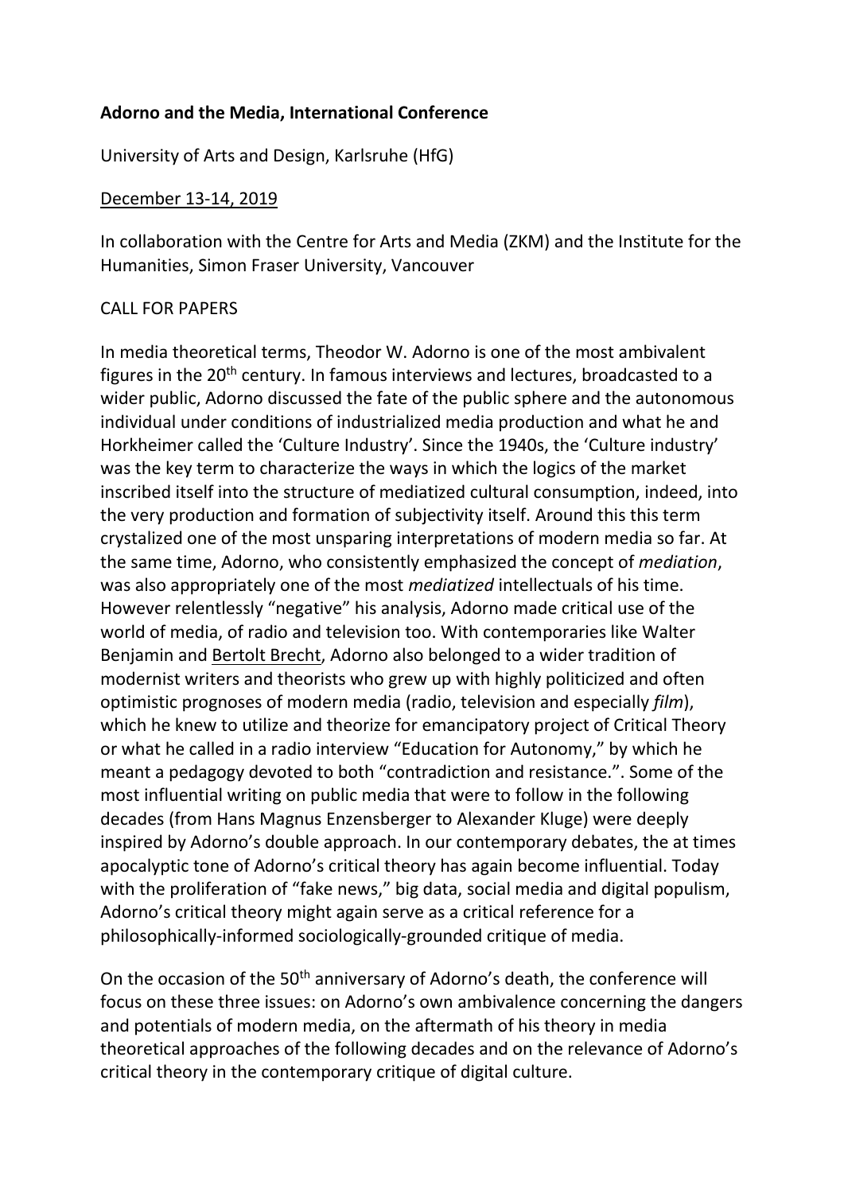**Adorno and the Media, International Conference**

University of Arts and Design, Karlsruhe (HfG)

<u>December 13-14, 2019</u>

In collaboration with the Centre for Arts and Media (ZKM) and the Institute for the Humanities, Simon Fraser University, Vancouver

CALL FOR PAPERS

In media theoretical terms, Theodor W. Adorno is one of the most ambivalent figures in the 20th century. In famous interviews and lectures, broadcasted to a wider public, Adorno discussed the fate of the public sphere and the autonomous individual under conditions of industrialized media production and what he and Horkheimer called the 'Culture Industry'. Since the 1940s, the 'Culture industry' was the key term to characterize the ways in which the logics of the market inscribed itself into the structure of mediatized cultural consumption, indeed, into the very production and formation of subjectivity itself. Around this this term crystalized one of the most unsparing interpretations of modern media so far. At the same time, Adorno, who consistently emphasized the concept of *mediation*, was also appropriately one of the most *mediatized* intellectuals of his time. However relentlessly "negative" his analysis, Adorno made critical use of the world of media, of radio and television too. With contemporaries like Walter Benjamin and <u>Bertolt Brecht</u>, Adorno also belonged to a wider tradition of modernist writers and theorists who grew up with highly politicized and often optimistic prognoses of modern media (radio, television and especially *film*), which he knew to utilize and theorize for emancipatory project of Critical Theory or what he called in a radio interview "Education for Autonomy," by which he meant a pedagogy devoted to both "contradiction and resistance.". Some of the most influential writing on public media that were to follow in the following decades (from Hans Magnus Enzensberger to Alexander Kluge) were deeply inspired by Adorno's double approach. In our contemporary debates, the at times apocalyptic tone of Adorno's critical theory has again become influential. Today with the proliferation of "fake news," big data, social media and digital populism, Adorno's critical theory might again serve as a critical reference for a philosophically-informed sociologically-grounded critique of media.

On the occasion of the 50th anniversary of Adorno's death, the conference will focus on these three issues: on Adorno's own ambivalence concerning the dangers and potentials of modern media, on the aftermath of his theory in media theoretical approaches of the following decades and on the relevance of Adorno's critical theory in the contemporary critique of digital culture.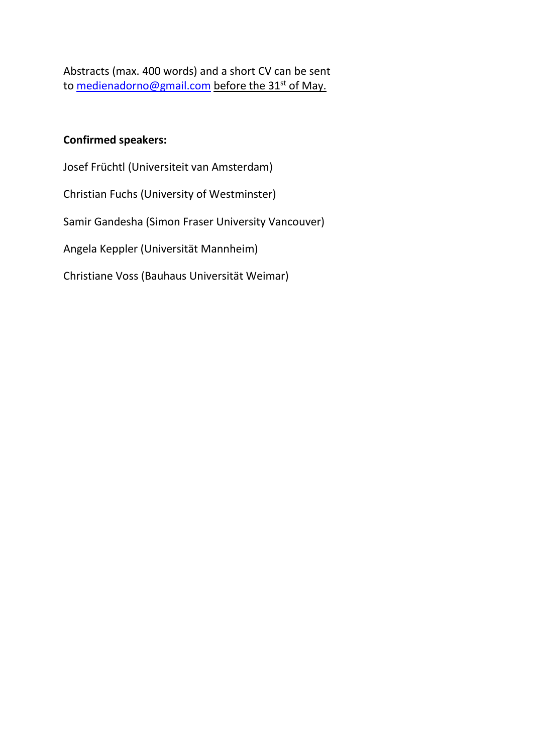Abstracts (max. 400 words) and a short CV can be sent to medienadorno@gmail.com before the 31st of May.

**Confirmed speakers:**

Josef Früchtl (Universiteit van Amsterdam)

Christian Fuchs (University of Westminster)

Samir Gandesha (Simon Fraser University Vancouver)

Angela Keppler (Universität Mannheim)

Christiane Voss (Bauhaus Universität Weimar)